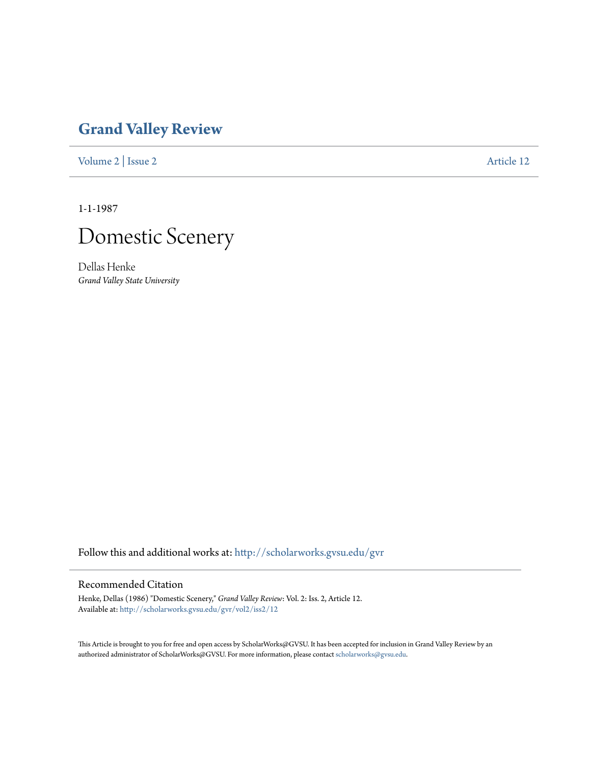# Grand Valley Review

Volume 2 | Issue 2 Article 12

1-1-1987

# Domestic Scenery

Dellas Henke
*Grand Valley State University*

Follow this and additional works at: http://scholarworks.gvsu.edu/gvr

## Recommended Citation

Henke, Dellas (1986) "Domestic Scenery," *Grand Valley Review*: Vol. 2: Iss. 2, Article 12.
Available at: http://scholarworks.gvsu.edu/gvr/vol2/iss2/12

This Article is brought to you for free and open access by ScholarWorks@GVSU. It has been accepted for inclusion in Grand Valley Review by an authorized administrator of ScholarWorks@GVSU. For more information, please contact scholarworks@gvsu.edu.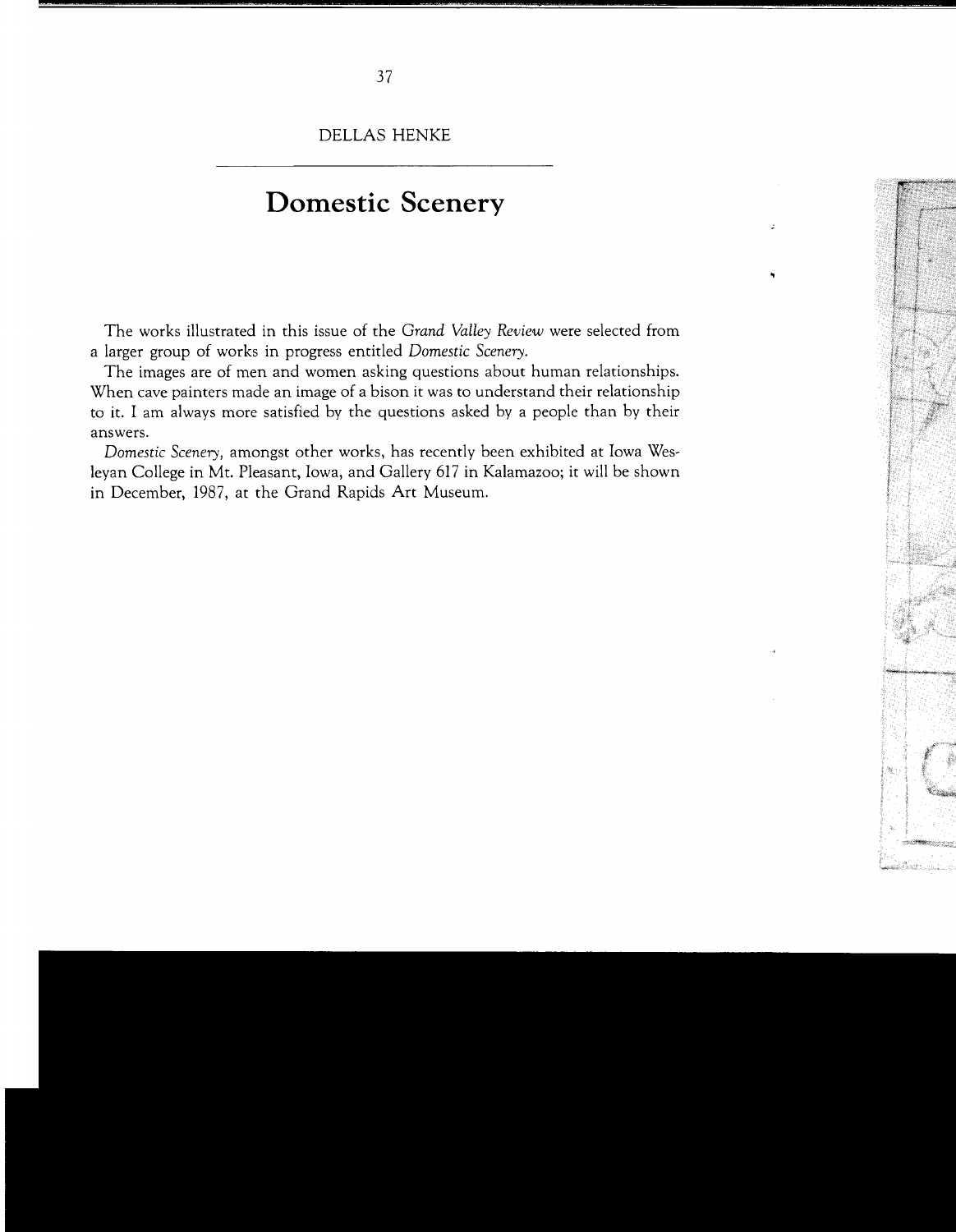DELLAS HENKE

# Domestic Scenery

The works illustrated in this issue of the *Grand Valley Review* were selected from a larger group of works in progress entitled *Domestic Scenery*.

The images are of men and women asking questions about human relationships. When cave painters made an image of a bison it was to understand their relationship to it. I am always more satisfied by the questions asked by a people than by their answers.

*Domestic Scenery*, amongst other works, has recently been exhibited at Iowa Wesleyan College in Mt. Pleasant, Iowa, and Gallery 617 in Kalamazoo; it will be shown in December, 1987, at the Grand Rapids Art Museum.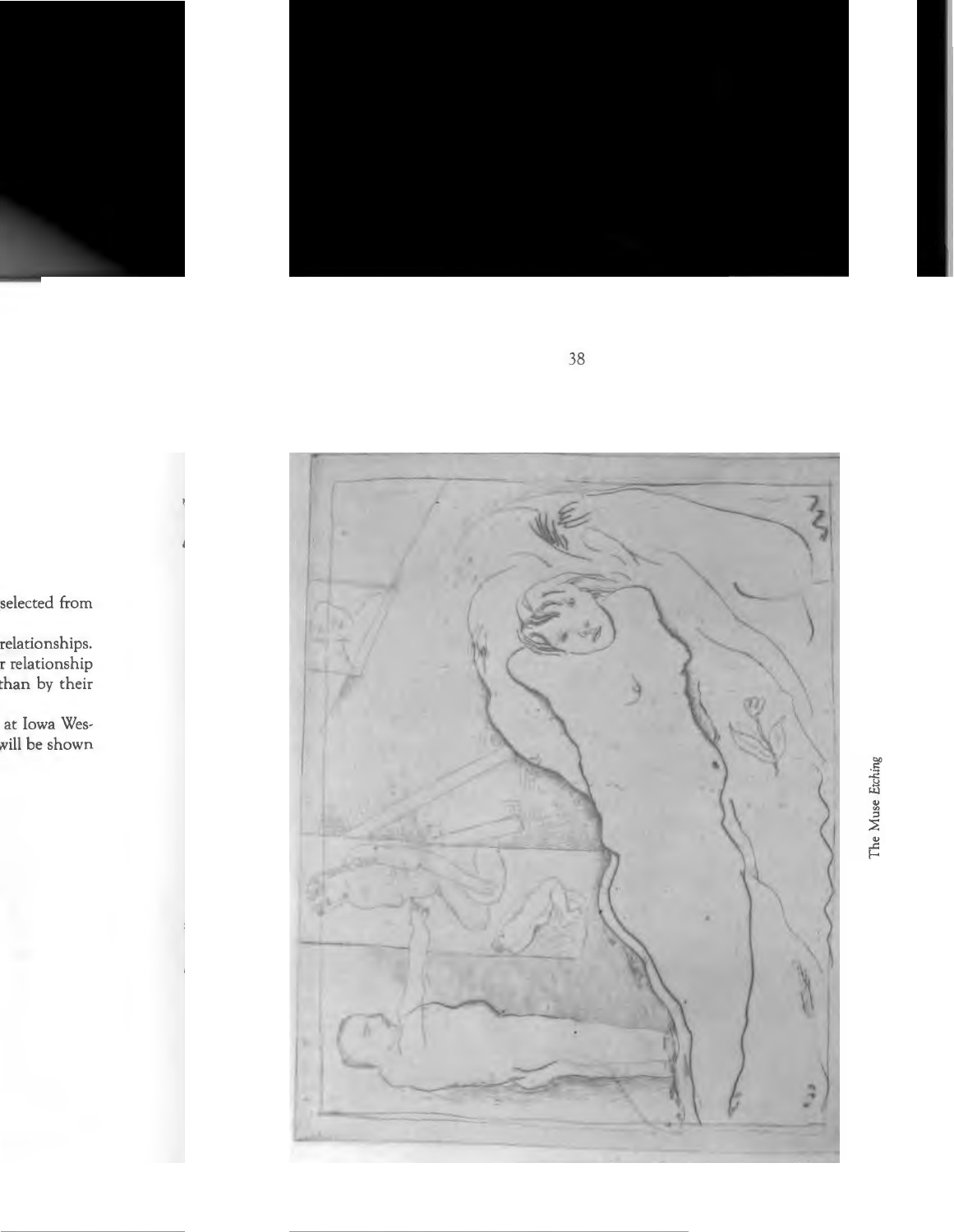selected from

relationships.
r relationship
than by their

at Iowa Wes-
will be shown

The Muse *Etching*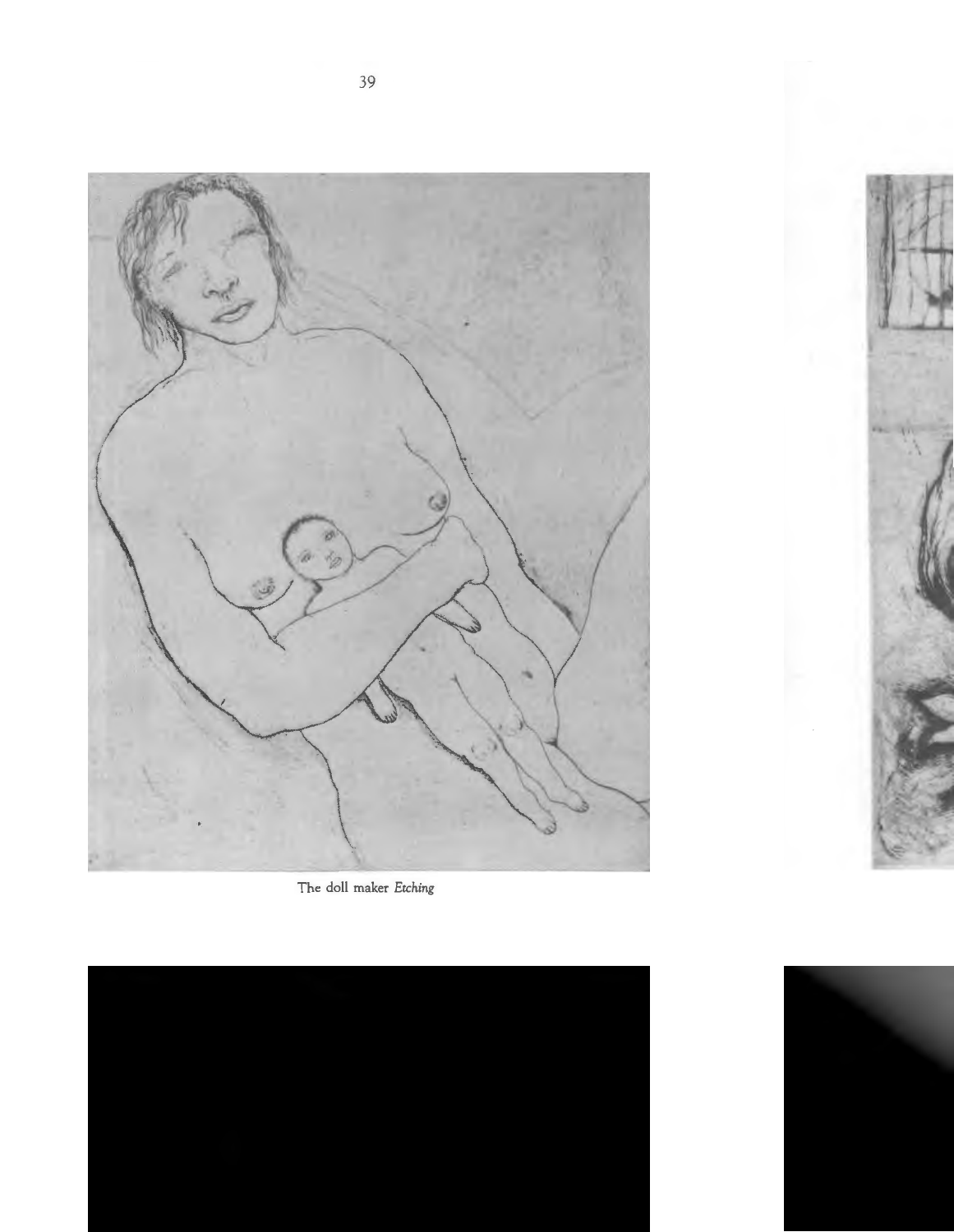The doll maker *Etching*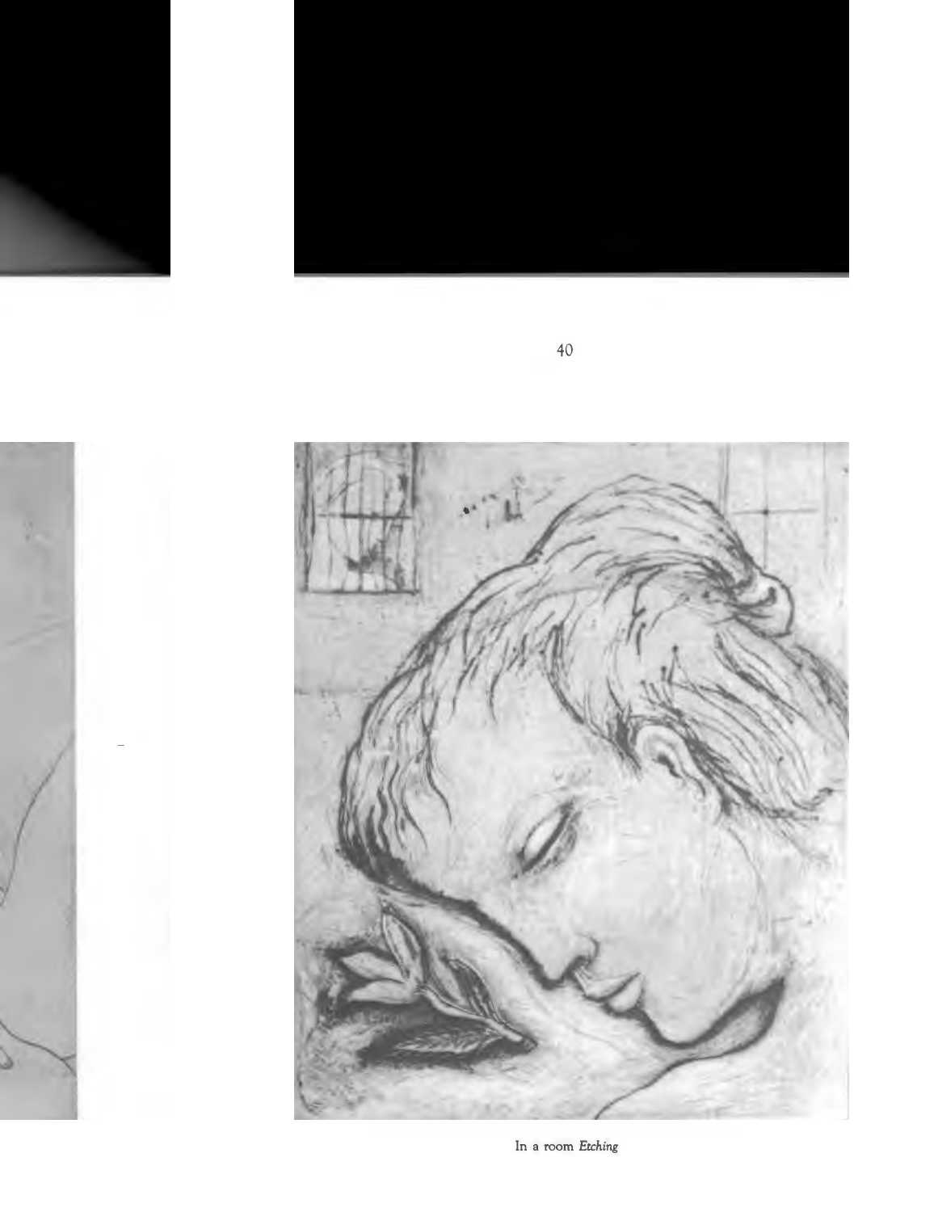In a room *Etching*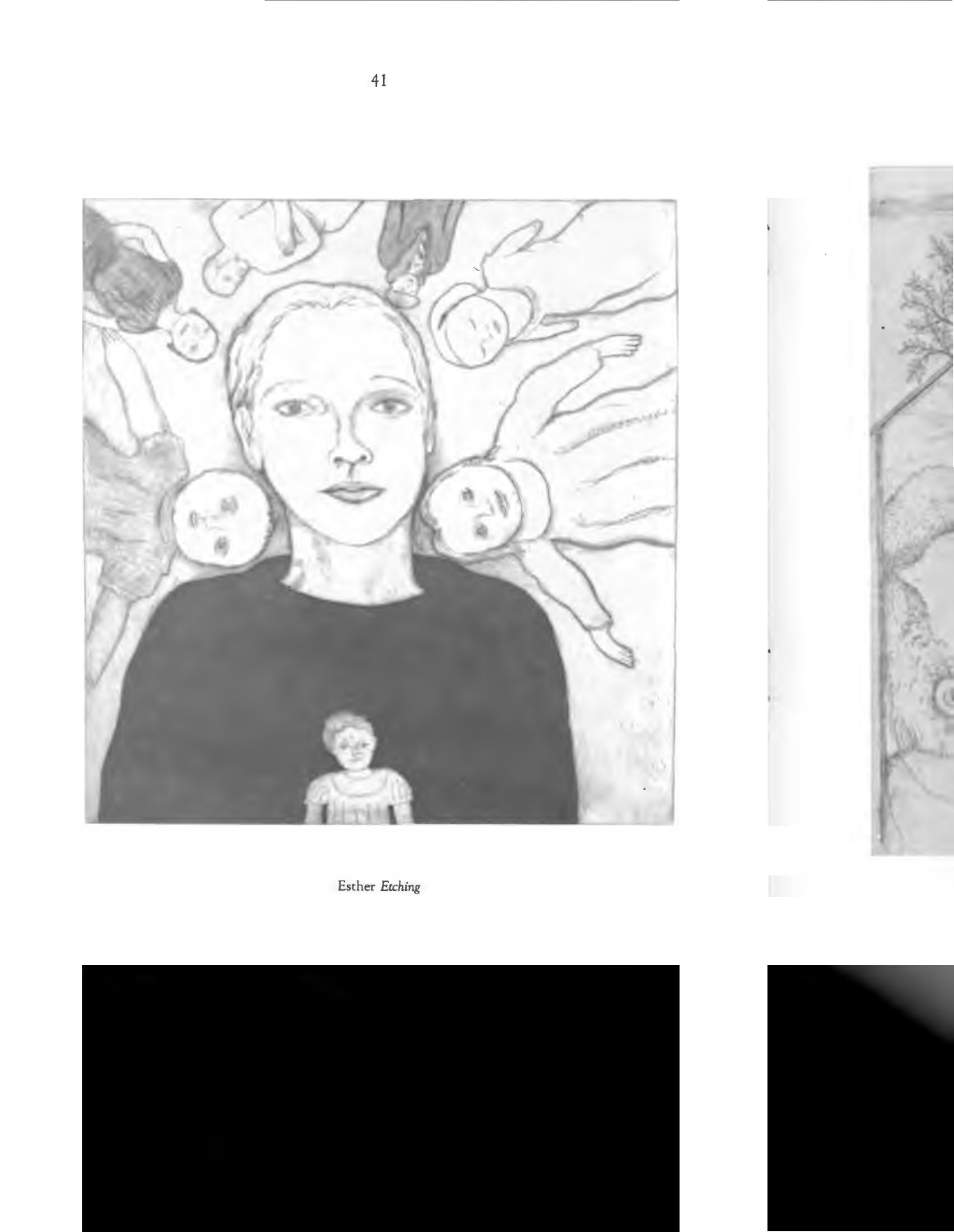Esther *Etching*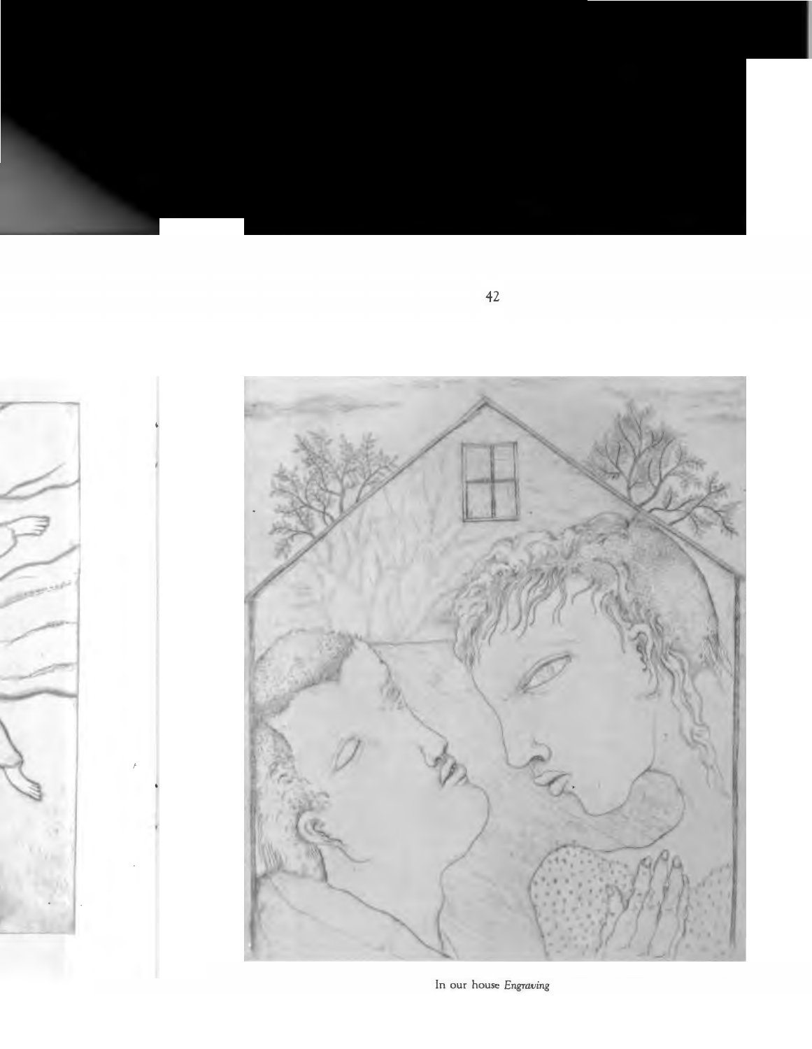In our house *Engraving*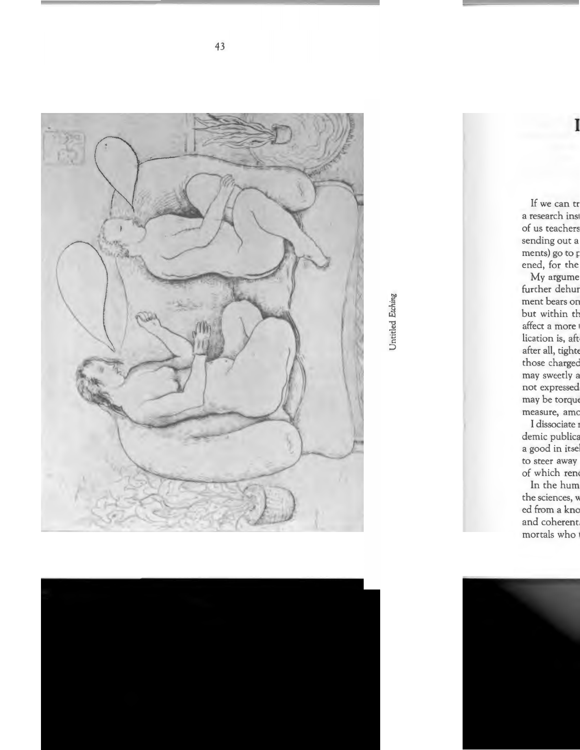Untitled Etching

# I

If we can tr
a research inst
of us teachers
sending out a
ments) go to p
ened, for the

My argume
further dehur
ment bears on
but within th
affect a more t
lication is, aft
after all, tighte
those charged
may sweetly a
not expressed
may be torque
measure, amc

I dissociate r
demic publica
a good in itsel
to steer away
of which renc

In the hum
the sciences, w
ed from a kno
and coherent
mortals who t